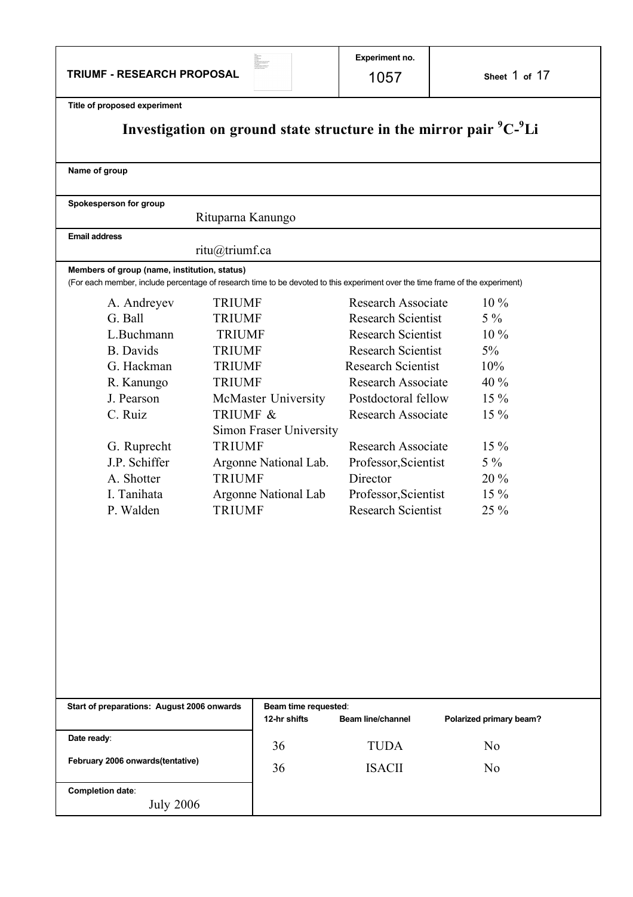**TRIUMF - RESEARCH PROPOSAL**

**Experiment no.** 1057

**Title of proposed experiment**

# Investigation on ground state structure in the mirror pair $^{9}C$-$^{9}Li$

**Name of group**

**Spokesperson for group**

Rituparna Kanungo

**Email address**

ritu@triumf.ca

**Members of group (name, institution, status)**

(For each member, include percentage of research time to be devoted to this experiment over the time frame of the experiment)

| Name | Institution | Status | % |
|---|---|---|---|
| A. Andreyev | TRIUMF | Research Associate | 10 % |
| G. Ball | TRIUMF | Research Scientist | 5 % |
| L.Buchmann | TRIUMF | Research Scientist | 10 % |
| B. Davids | TRIUMF | Research Scientist | 5% |
| G. Hackman | TRIUMF | Research Scientist | 10% |
| R. Kanungo | TRIUMF | Research Associate | 40 % |
| J. Pearson | McMaster University | Postdoctoral fellow | 15 % |
| C. Ruiz | TRIUMF & Simon Fraser University | Research Associate | 15 % |
| G. Ruprecht | TRIUMF | Research Associate | 15 % |
| J.P. Schiffer | Argonne National Lab. | Professor,Scientist | 5 % |
| A. Shotter | TRIUMF | Director | 20 % |
| I. Tanihata | Argonne National Lab | Professor,Scientist | 15 % |
| P. Walden | TRIUMF | Research Scientist | 25 % |

**Start of preparations: August 2006 onwards**

**Date ready**:

**February 2006 onwards(tentative)**

**Completion date**:

July 2006

**Beam time requested**:

| 12-hr shifts | Beam line/channel | Polarized primary beam? |
|---|---|---|
| 36 | TUDA | No |
| 36 | ISACII | No |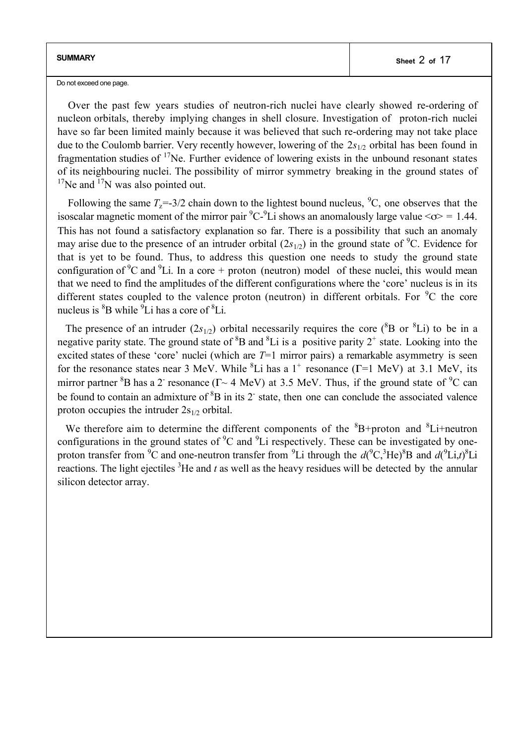**SUMMARY**

Do not exceed one page.

Over the past few years studies of neutron-rich nuclei have clearly showed re-ordering of nucleon orbitals, thereby implying changes in shell closure. Investigation of proton-rich nuclei have so far been limited mainly because it was believed that such re-ordering may not take place due to the Coulomb barrier. Very recently however, lowering of the $2s_{1/2}$ orbital has been found in fragmentation studies of $^{17}$Ne. Further evidence of lowering exists in the unbound resonant states of its neighbouring nuclei. The possibility of mirror symmetry breaking in the ground states of $^{17}$Ne and $^{17}$N was also pointed out.

Following the same $T_z$=-3/2 chain down to the lightest bound nucleus, $^{9}$C, one observes that the isoscalar magnetic moment of the mirror pair $^{9}$C-$^{9}$Li shows an anomalously large value $\langle\sigma\rangle = 1.44$. This has not found a satisfactory explanation so far. There is a possibility that such an anomaly may arise due to the presence of an intruder orbital ($2s_{1/2}$) in the ground state of $^{9}$C. Evidence for that is yet to be found. Thus, to address this question one needs to study the ground state configuration of $^{9}$C and $^{9}$Li. In a core + proton (neutron) model of these nuclei, this would mean that we need to find the amplitudes of the different configurations where the 'core' nucleus is in its different states coupled to the valence proton (neutron) in different orbitals. For $^{9}$C the core nucleus is $^{8}$B while $^{9}$Li has a core of $^{8}$Li.

The presence of an intruder ($2s_{1/2}$) orbital necessarily requires the core ($^{8}$B or $^{8}$Li) to be in a negative parity state. The ground state of $^{8}$B and $^{8}$Li is a positive parity $2^{+}$ state. Looking into the excited states of these 'core' nuclei (which are $T$=1 mirror pairs) a remarkable asymmetry is seen for the resonance states near 3 MeV. While $^{8}$Li has a $1^{+}$ resonance ($\Gamma$=1 MeV) at 3.1 MeV, its mirror partner $^{8}$B has a $2^{-}$ resonance ($\Gamma\sim$ 4 MeV) at 3.5 MeV. Thus, if the ground state of $^{9}$C can be found to contain an admixture of $^{8}$B in its $2^{-}$ state, then one can conclude the associated valence proton occupies the intruder $2s_{1/2}$ orbital.

We therefore aim to determine the different components of the $^{8}$B+proton and $^{8}$Li+neutron configurations in the ground states of $^{9}$C and $^{9}$Li respectively. These can be investigated by one-proton transfer from $^{9}$C and one-neutron transfer from $^{9}$Li through the $d$($^{9}$C,$^{3}$He)$^{8}$B and $d$($^{9}$Li,$t$)$^{8}$Li reactions. The light ejectiles $^{3}$He and $t$ as well as the heavy residues will be detected by the annular silicon detector array.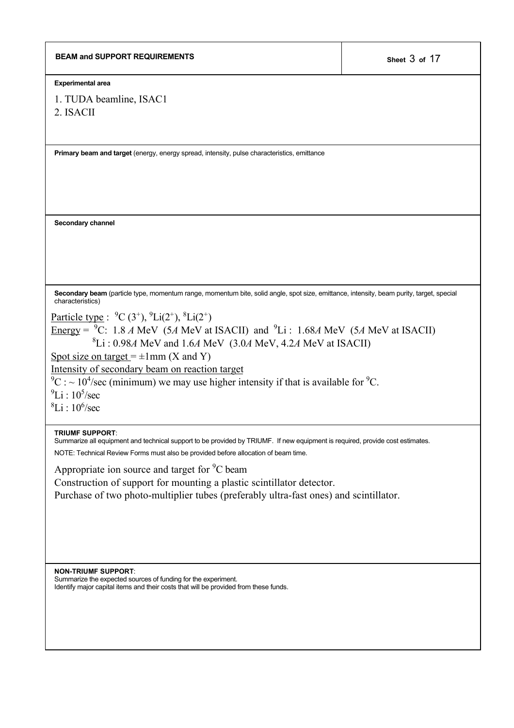## BEAM and SUPPORT REQUIREMENTS

**Experimental area**

1. TUDA beamline, ISAC1
2. ISACII

**Primary beam and target** (energy, energy spread, intensity, pulse characteristics, emittance)

**Secondary channel**

**Secondary beam** (particle type, momentum range, momentum bite, solid angle, spot size, emittance, intensity, beam purity, target, special characteristics)

Particle type : $^{9}C$ $(3^{+})$, $^{9}Li(2^{+})$, $^{8}Li(2^{+})$

Energy = $^{9}C$: 1.8 *A* MeV (5*A* MeV at ISACII) and $^{9}Li$ : 1.68*A* MeV (5*A* MeV at ISACII)
$^{8}Li$ : 0.98*A* MeV and 1.6*A* MeV (3.0*A* MeV, 4.2*A* MeV at ISACII)

Spot size on target = ±1mm (X and Y)

Intensity of secondary beam on reaction target

$^{9}C$ : ~ $10^{4}$/sec (minimum) we may use higher intensity if that is available for $^{9}C$.
$^{9}Li$ : $10^{5}$/sec
$^{8}Li$ : $10^{6}$/sec

**TRIUMF SUPPORT**:
Summarize all equipment and technical support to be provided by TRIUMF. If new equipment is required, provide cost estimates.
NOTE: Technical Review Forms must also be provided before allocation of beam time.

Appropriate ion source and target for $^{9}C$ beam
Construction of support for mounting a plastic scintillator detector.
Purchase of two photo-multiplier tubes (preferably ultra-fast ones) and scintillator.

**NON-TRIUMF SUPPORT**:
Summarize the expected sources of funding for the experiment.
Identify major capital items and their costs that will be provided from these funds.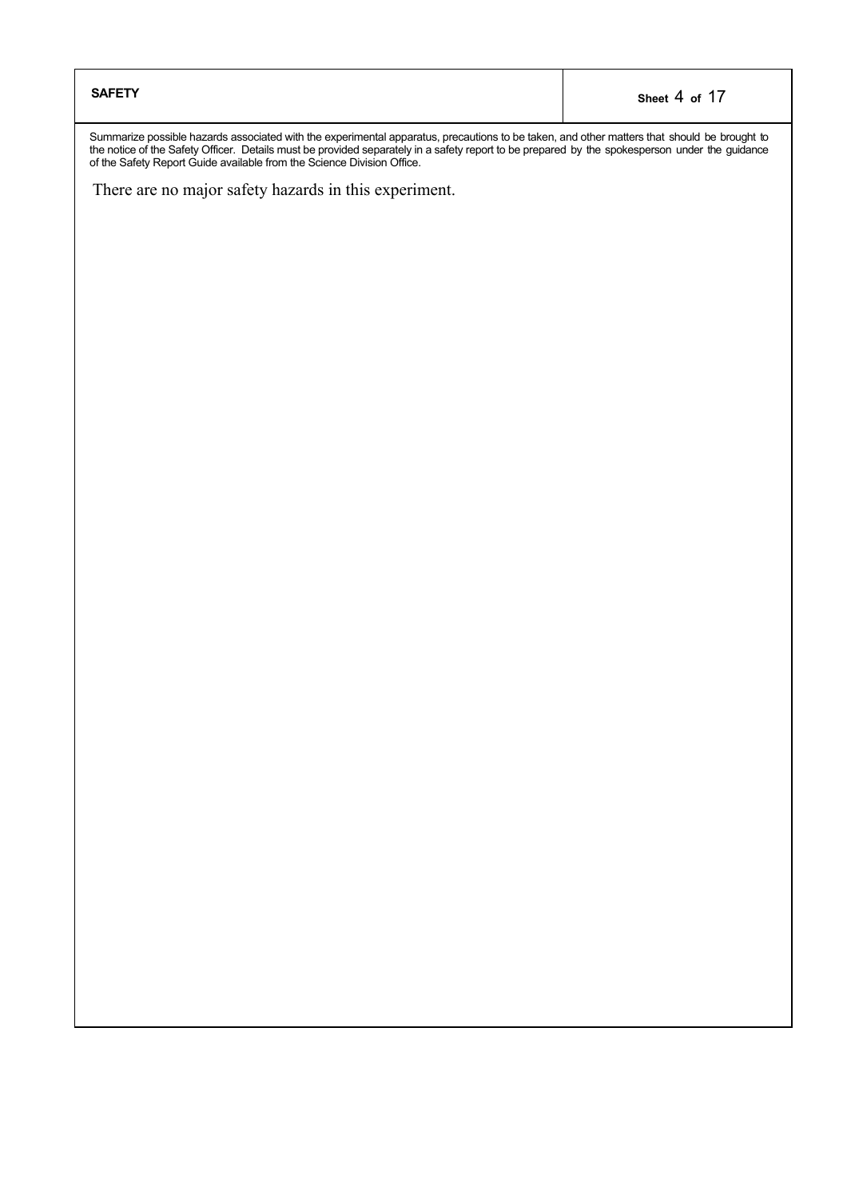## SAFETY

Summarize possible hazards associated with the experimental apparatus, precautions to be taken, and other matters that should be brought to the notice of the Safety Officer. Details must be provided separately in a safety report to be prepared by the spokesperson under the guidance of the Safety Report Guide available from the Science Division Office.

There are no major safety hazards in this experiment.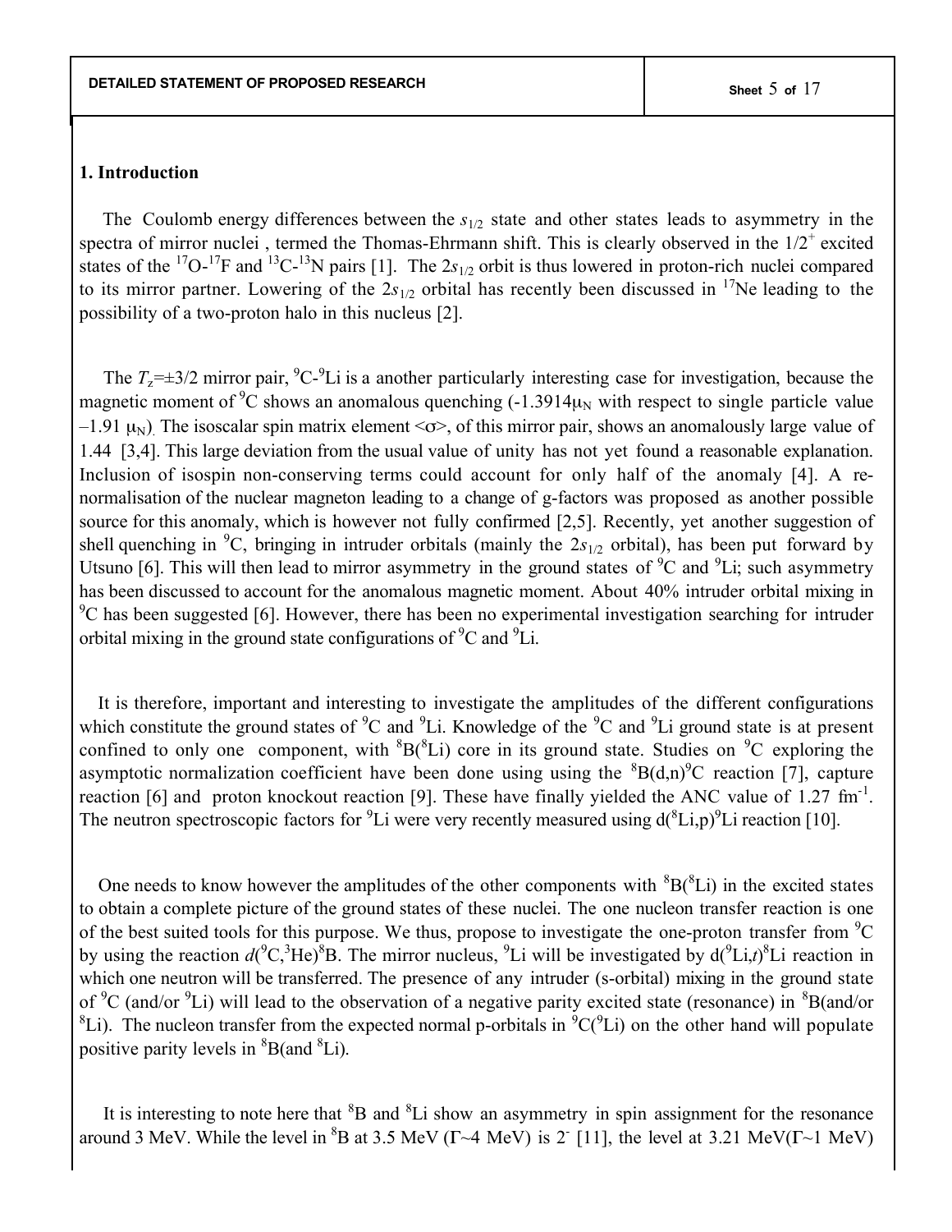## 1. Introduction

The Coulomb energy differences between the $s_{1/2}$ state and other states leads to asymmetry in the spectra of mirror nuclei , termed the Thomas-Ehrmann shift. This is clearly observed in the $1/2^+$ excited states of the $^{17}$O-$^{17}$F and $^{13}$C-$^{13}$N pairs [1]. The $2s_{1/2}$ orbit is thus lowered in proton-rich nuclei compared to its mirror partner. Lowering of the $2s_{1/2}$ orbital has recently been discussed in $^{17}$Ne leading to the possibility of a two-proton halo in this nucleus [2].

The $T_z$=±3/2 mirror pair, $^9$C-$^9$Li is a another particularly interesting case for investigation, because the magnetic moment of $^9$C shows an anomalous quenching (-1.3914$\mu_N$ with respect to single particle value –1.91 $\mu_N$). The isoscalar spin matrix element $<\sigma>$, of this mirror pair, shows an anomalously large value of 1.44 [3,4]. This large deviation from the usual value of unity has not yet found a reasonable explanation. Inclusion of isospin non-conserving terms could account for only half of the anomaly [4]. A re-normalisation of the nuclear magneton leading to a change of g-factors was proposed as another possible source for this anomaly, which is however not fully confirmed [2,5]. Recently, yet another suggestion of shell quenching in $^9$C, bringing in intruder orbitals (mainly the $2s_{1/2}$ orbital), has been put forward by Utsuno [6]. This will then lead to mirror asymmetry in the ground states of $^9$C and $^9$Li; such asymmetry has been discussed to account for the anomalous magnetic moment. About 40% intruder orbital mixing in $^9$C has been suggested [6]. However, there has been no experimental investigation searching for intruder orbital mixing in the ground state configurations of $^9$C and $^9$Li.

It is therefore, important and interesting to investigate the amplitudes of the different configurations which constitute the ground states of $^9$C and $^9$Li. Knowledge of the $^9$C and $^9$Li ground state is at present confined to only one component, with $^8$B($^8$Li) core in its ground state. Studies on $^9$C exploring the asymptotic normalization coefficient have been done using using the $^8$B(d,n)$^9$C reaction [7], capture reaction [6] and proton knockout reaction [9]. These have finally yielded the ANC value of 1.27 fm$^{-1}$. The neutron spectroscopic factors for $^9$Li were very recently measured using d($^8$Li,p)$^9$Li reaction [10].

One needs to know however the amplitudes of the other components with $^8$B($^8$Li) in the excited states to obtain a complete picture of the ground states of these nuclei. The one nucleon transfer reaction is one of the best suited tools for this purpose. We thus, propose to investigate the one-proton transfer from $^9$C by using the reaction $d$($^9$C,$^3$He)$^8$B. The mirror nucleus, $^9$Li will be investigated by d($^9$Li,$t$)$^8$Li reaction in which one neutron will be transferred. The presence of any intruder (s-orbital) mixing in the ground state of $^9$C (and/or $^9$Li) will lead to the observation of a negative parity excited state (resonance) in $^8$B(and/or $^8$Li). The nucleon transfer from the expected normal p-orbitals in $^9$C($^9$Li) on the other hand will populate positive parity levels in $^8$B(and $^8$Li).

It is interesting to note here that $^8$B and $^8$Li show an asymmetry in spin assignment for the resonance around 3 MeV. While the level in $^8$B at 3.5 MeV ($\Gamma$~4 MeV) is $2^-$ [11], the level at 3.21 MeV($\Gamma$~1 MeV)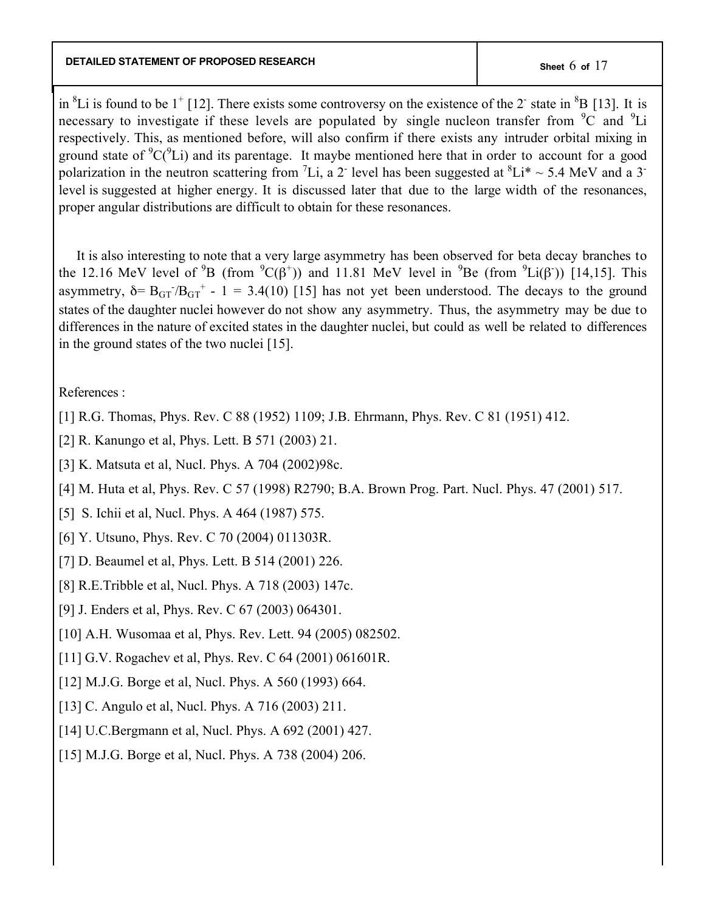in $^{8}$Li is found to be $1^{+}$ [12]. There exists some controversy on the existence of the $2^{-}$ state in $^{8}$B [13]. It is necessary to investigate if these levels are populated by single nucleon transfer from $^{9}$C and $^{9}$Li respectively. This, as mentioned before, will also confirm if there exists any intruder orbital mixing in ground state of $^{9}$C($^{9}$Li) and its parentage. It maybe mentioned here that in order to account for a good polarization in the neutron scattering from $^{7}$Li, a $2^{-}$ level has been suggested at $^{8}$Li* ~ 5.4 MeV and a $3^{-}$ level is suggested at higher energy. It is discussed later that due to the large width of the resonances, proper angular distributions are difficult to obtain for these resonances.

It is also interesting to note that a very large asymmetry has been observed for beta decay branches to the 12.16 MeV level of $^{9}$B (from $^{9}$C($\beta^{+}$)) and 11.81 MeV level in $^{9}$Be (from $^{9}$Li($\beta^{-}$)) [14,15]. This asymmetry, $\delta = B_{GT}^{-}/B_{GT}^{+} - 1 = 3.4(10)$ [15] has not yet been understood. The decays to the ground states of the daughter nuclei however do not show any asymmetry. Thus, the asymmetry may be due to differences in the nature of excited states in the daughter nuclei, but could as well be related to differences in the ground states of the two nuclei [15].

References :

[1] R.G. Thomas, Phys. Rev. C 88 (1952) 1109; J.B. Ehrmann, Phys. Rev. C 81 (1951) 412.

[2] R. Kanungo et al, Phys. Lett. B 571 (2003) 21.

[3] K. Matsuta et al, Nucl. Phys. A 704 (2002)98c.

[4] M. Huta et al, Phys. Rev. C 57 (1998) R2790; B.A. Brown Prog. Part. Nucl. Phys. 47 (2001) 517.

[5] S. Ichii et al, Nucl. Phys. A 464 (1987) 575.

[6] Y. Utsuno, Phys. Rev. C 70 (2004) 011303R.

[7] D. Beaumel et al, Phys. Lett. B 514 (2001) 226.

[8] R.E.Tribble et al, Nucl. Phys. A 718 (2003) 147c.

[9] J. Enders et al, Phys. Rev. C 67 (2003) 064301.

[10] A.H. Wusomaa et al, Phys. Rev. Lett. 94 (2005) 082502.

[11] G.V. Rogachev et al, Phys. Rev. C 64 (2001) 061601R.

[12] M.J.G. Borge et al, Nucl. Phys. A 560 (1993) 664.

[13] C. Angulo et al, Nucl. Phys. A 716 (2003) 211.

[14] U.C.Bergmann et al, Nucl. Phys. A 692 (2001) 427.

[15] M.J.G. Borge et al, Nucl. Phys. A 738 (2004) 206.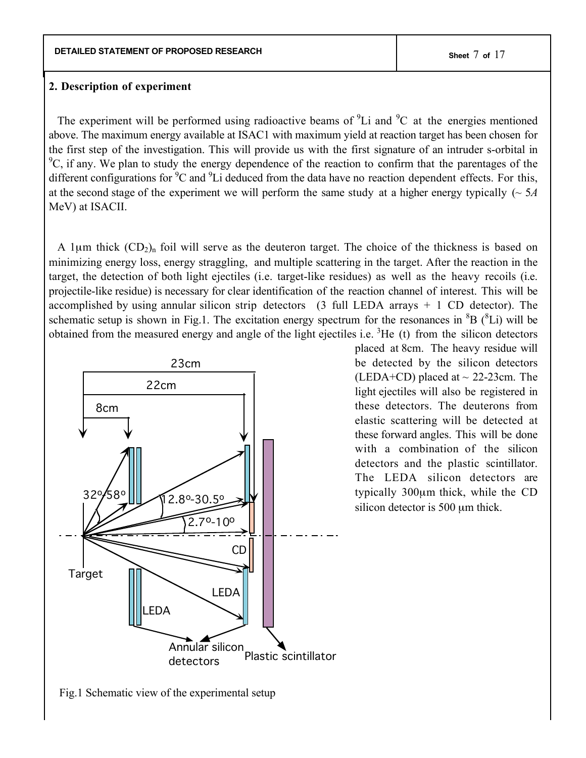## 2. Description of experiment

The experiment will be performed using radioactive beams of $^{9}$Li and $^{9}$C at the energies mentioned above. The maximum energy available at ISAC1 with maximum yield at reaction target has been chosen for the first step of the investigation. This will provide us with the first signature of an intruder s-orbital in $^{9}$C, if any. We plan to study the energy dependence of the reaction to confirm that the parentages of the different configurations for $^{9}$C and $^{9}$Li deduced from the data have no reaction dependent effects. For this, at the second stage of the experiment we will perform the same study at a higher energy typically (~ 5*A* MeV) at ISACII.

A 1μm thick $(CD_2)_n$ foil will serve as the deuteron target. The choice of the thickness is based on minimizing energy loss, energy straggling, and multiple scattering in the target. After the reaction in the target, the detection of both light ejectiles (i.e. target-like residues) as well as the heavy recoils (i.e. projectile-like residue) is necessary for clear identification of the reaction channel of interest. This will be accomplished by using annular silicon strip detectors (3 full LEDA arrays + 1 CD detector). The schematic setup is shown in Fig.1. The excitation energy spectrum for the resonances in $^{8}$B ($^{8}$Li) will be obtained from the measured energy and angle of the light ejectiles i.e. $^{3}$He (t) from the silicon detectors placed at 8cm. The heavy residue will be detected by the silicon detectors (LEDA+CD) placed at ~ 22-23cm. The light ejectiles will also be registered in these detectors. The deuterons from elastic scattering will be detected at these forward angles. This will be done with a combination of the silicon detectors and the plastic scintillator. The LEDA silicon detectors are typically 300μm thick, while the CD silicon detector is 500 μm thick.

Fig.1 Schematic view of the experimental setup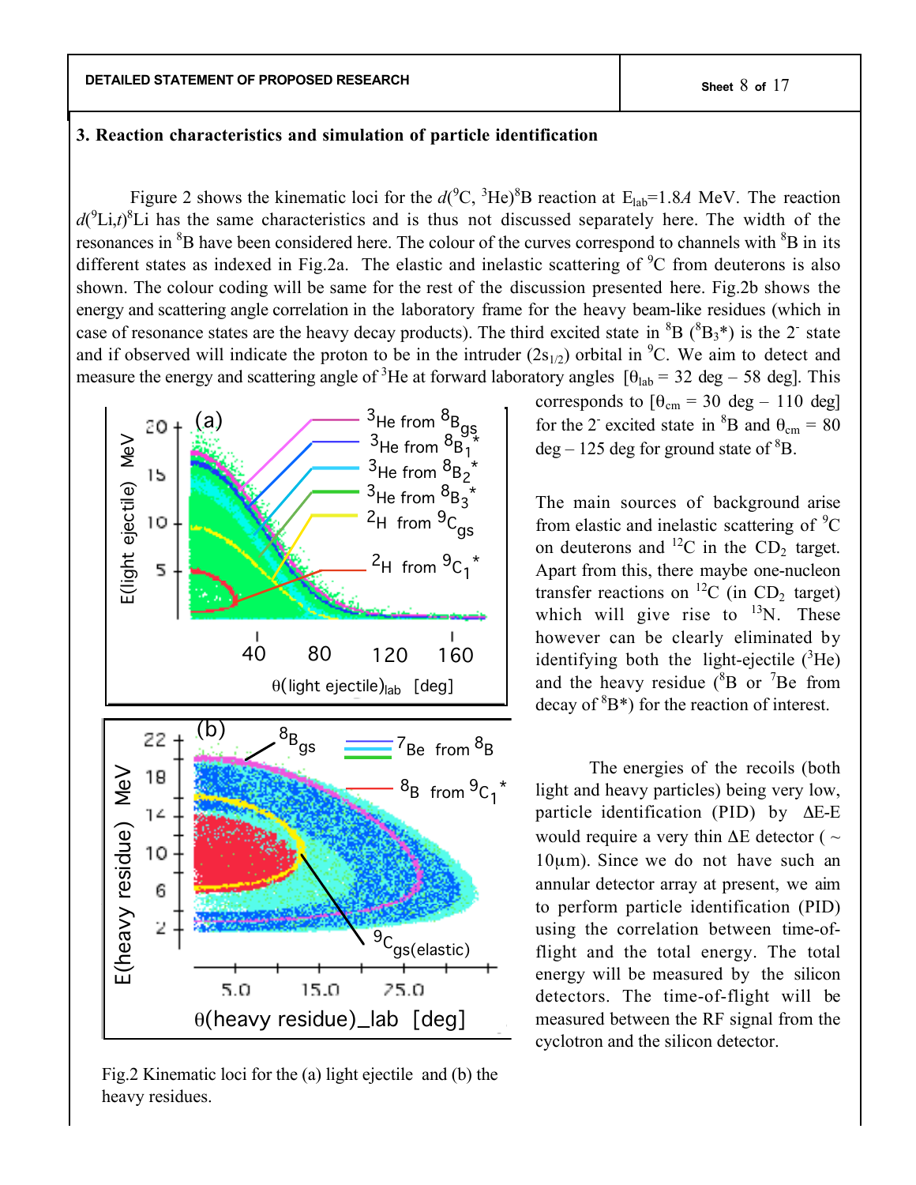## 3. Reaction characteristics and simulation of particle identification

Figure 2 shows the kinematic loci for the $d(^{9}\text{C},\,^{3}\text{He})^{8}\text{B}$ reaction at $E_{lab}$=1.8*A* MeV. The reaction $d(^{9}\text{Li},t)^{8}\text{Li}$ has the same characteristics and is thus not discussed separately here. The width of the resonances in $^{8}$B have been considered here. The colour of the curves correspond to channels with $^{8}$B in its different states as indexed in Fig.2a. The elastic and inelastic scattering of $^{9}$C from deuterons is also shown. The colour coding will be same for the rest of the discussion presented here. Fig.2b shows the energy and scattering angle correlation in the laboratory frame for the heavy beam-like residues (which in case of resonance states are the heavy decay products). The third excited state in $^{8}$B ($^{8}B_3$*) is the $2^-$ state and if observed will indicate the proton to be in the intruder ($2s_{1/2}$) orbital in $^{9}$C. We aim to detect and measure the energy and scattering angle of $^{3}$He at forward laboratory angles [$\theta_{lab}$ = 32 deg – 58 deg]. This corresponds to [$\theta_{cm}$ = 30 deg – 110 deg] for the $2^-$ excited state in $^{8}$B and $\theta_{cm}$ = 80 deg – 125 deg for ground state of $^{8}$B.

The main sources of background arise from elastic and inelastic scattering of $^{9}$C on deuterons and $^{12}$C in the $CD_2$ target. Apart from this, there maybe one-nucleon transfer reactions on $^{12}$C (in $CD_2$ target) which will give rise to $^{13}$N. These however can be clearly eliminated by identifying both the light-ejectile ($^{3}$He) and the heavy residue ($^{8}$B or $^{7}$Be from decay of $^{8}$B*) for the reaction of interest.

The energies of the recoils (both light and heavy particles) being very low, particle identification (PID) by ΔE-E would require a very thin ΔE detector ( ~ 10μm). Since we do not have such an annular detector array at present, we aim to perform particle identification (PID) using the correlation between time-of-flight and the total energy. The total energy will be measured by the silicon detectors. The time-of-flight will be measured between the RF signal from the cyclotron and the silicon detector.

Fig.2 Kinematic loci for the (a) light ejectile and (b) the heavy residues.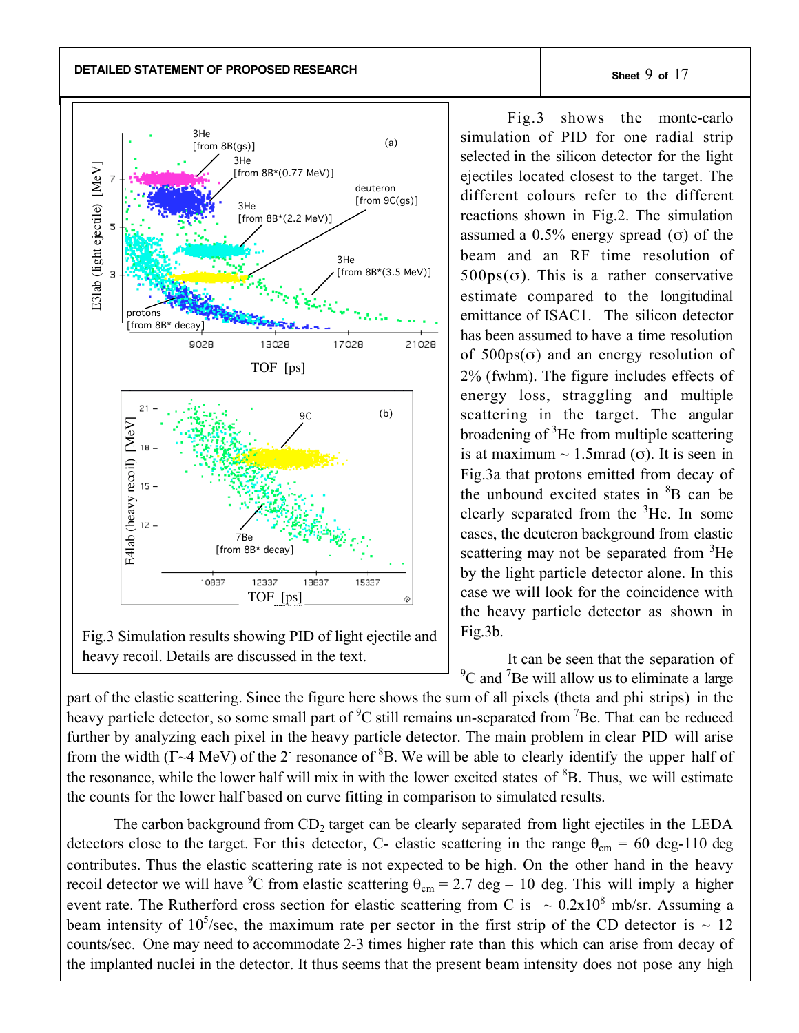Fig.3 Simulation results showing PID of light ejectile and heavy recoil. Details are discussed in the text.

Fig.3 shows the monte-carlo simulation of PID for one radial strip selected in the silicon detector for the light ejectiles located closest to the target. The different colours refer to the different reactions shown in Fig.2. The simulation assumed a 0.5% energy spread ($\sigma$) of the beam and an RF time resolution of 500ps($\sigma$). This is a rather conservative estimate compared to the longitudinal emittance of ISAC1. The silicon detector has been assumed to have a time resolution of 500ps($\sigma$) and an energy resolution of 2% (fwhm). The figure includes effects of energy loss, straggling and multiple scattering in the target. The angular broadening of $^{3}$He from multiple scattering is at maximum ~ 1.5mrad ($\sigma$). It is seen in Fig.3a that protons emitted from decay of the unbound excited states in $^{8}$B can be clearly separated from the $^{3}$He. In some cases, the deuteron background from elastic scattering may not be separated from $^{3}$He by the light particle detector alone. In this case we will look for the coincidence with the heavy particle detector as shown in Fig.3b.

It can be seen that the separation of $^{9}$C and $^{7}$Be will allow us to eliminate a large part of the elastic scattering. Since the figure here shows the sum of all pixels (theta and phi strips) in the heavy particle detector, so some small part of $^{9}$C still remains un-separated from $^{7}$Be. That can be reduced further by analyzing each pixel in the heavy particle detector. The main problem in clear PID will arise from the width ($\Gamma$~4 MeV) of the 2$^{-}$ resonance of $^{8}$B. We will be able to clearly identify the upper half of the resonance, while the lower half will mix in with the lower excited states of $^{8}$B. Thus, we will estimate the counts for the lower half based on curve fitting in comparison to simulated results.

The carbon background from $CD_2$ target can be clearly separated from light ejectiles in the LEDA detectors close to the target. For this detector, C- elastic scattering in the range $\theta_{cm}$ = 60 deg-110 deg contributes. Thus the elastic scattering rate is not expected to be high. On the other hand in the heavy recoil detector we will have $^{9}$C from elastic scattering $\theta_{cm}$ = 2.7 deg – 10 deg. This will imply a higher event rate. The Rutherford cross section for elastic scattering from C is ~ 0.2x10$^{8}$ mb/sr. Assuming a beam intensity of 10$^{5}$/sec, the maximum rate per sector in the first strip of the CD detector is ~ 12 counts/sec. One may need to accommodate 2-3 times higher rate than this which can arise from decay of the implanted nuclei in the detector. It thus seems that the present beam intensity does not pose any high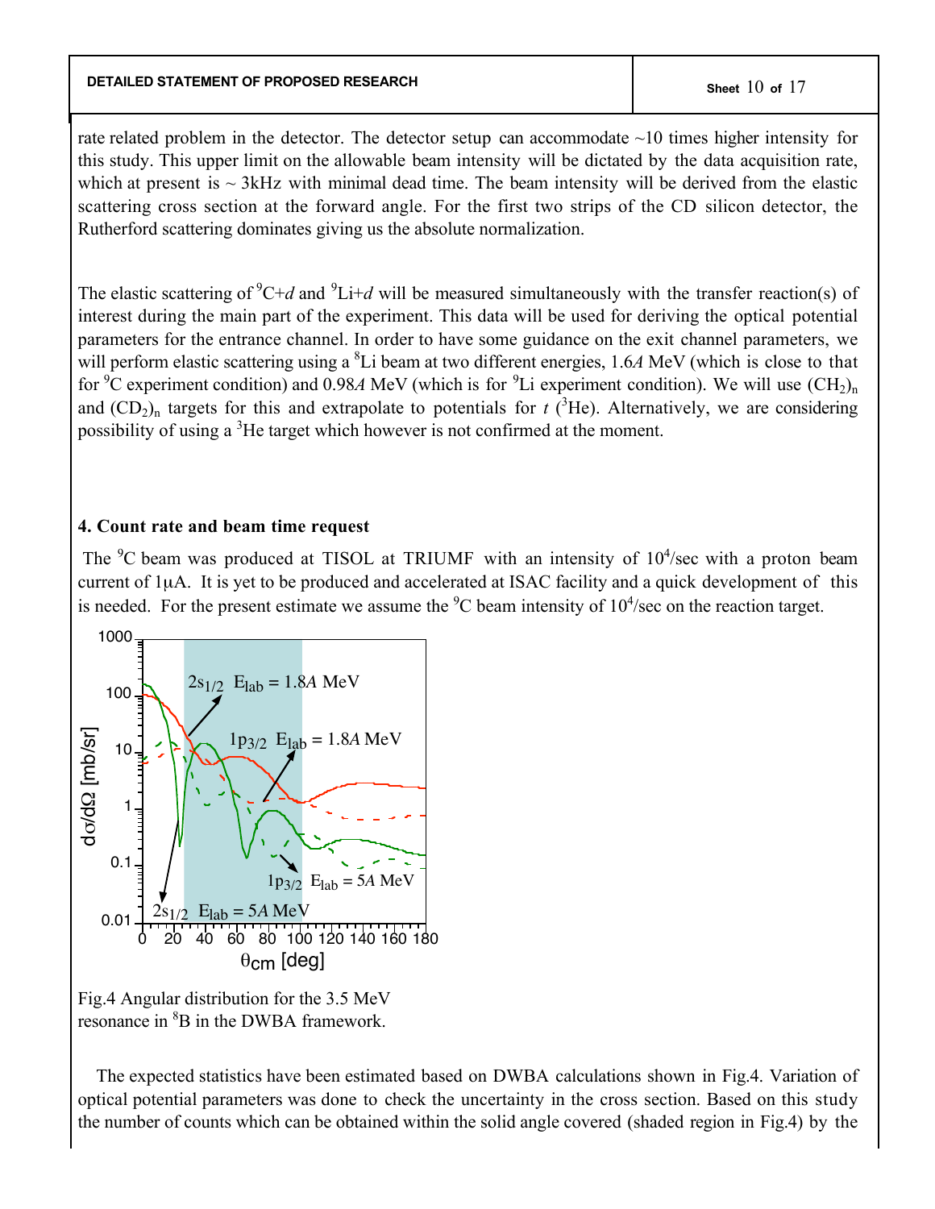rate related problem in the detector. The detector setup can accommodate ~10 times higher intensity for this study. This upper limit on the allowable beam intensity will be dictated by the data acquisition rate, which at present is ~ 3kHz with minimal dead time. The beam intensity will be derived from the elastic scattering cross section at the forward angle. For the first two strips of the CD silicon detector, the Rutherford scattering dominates giving us the absolute normalization.

The elastic scattering of $^{9}$C+*d* and $^{9}$Li+*d* will be measured simultaneously with the transfer reaction(s) of interest during the main part of the experiment. This data will be used for deriving the optical potential parameters for the entrance channel. In order to have some guidance on the exit channel parameters, we will perform elastic scattering using a $^{8}$Li beam at two different energies, 1.6*A* MeV (which is close to that for $^{9}$C experiment condition) and 0.98*A* MeV (which is for $^{9}$Li experiment condition). We will use $(CH_2)_n$ and $(CD_2)_n$ targets for this and extrapolate to potentials for *t* ($^{3}$He). Alternatively, we are considering possibility of using a $^{3}$He target which however is not confirmed at the moment.

### 4. Count rate and beam time request

The $^{9}$C beam was produced at TISOL at TRIUMF with an intensity of $10^4$/sec with a proton beam current of 1μA. It is yet to be produced and accelerated at ISAC facility and a quick development of this is needed. For the present estimate we assume the $^{9}$C beam intensity of $10^4$/sec on the reaction target.

Fig.4 Angular distribution for the 3.5 MeV resonance in $^{8}$B in the DWBA framework.

The expected statistics have been estimated based on DWBA calculations shown in Fig.4. Variation of optical potential parameters was done to check the uncertainty in the cross section. Based on this study the number of counts which can be obtained within the solid angle covered (shaded region in Fig.4) by the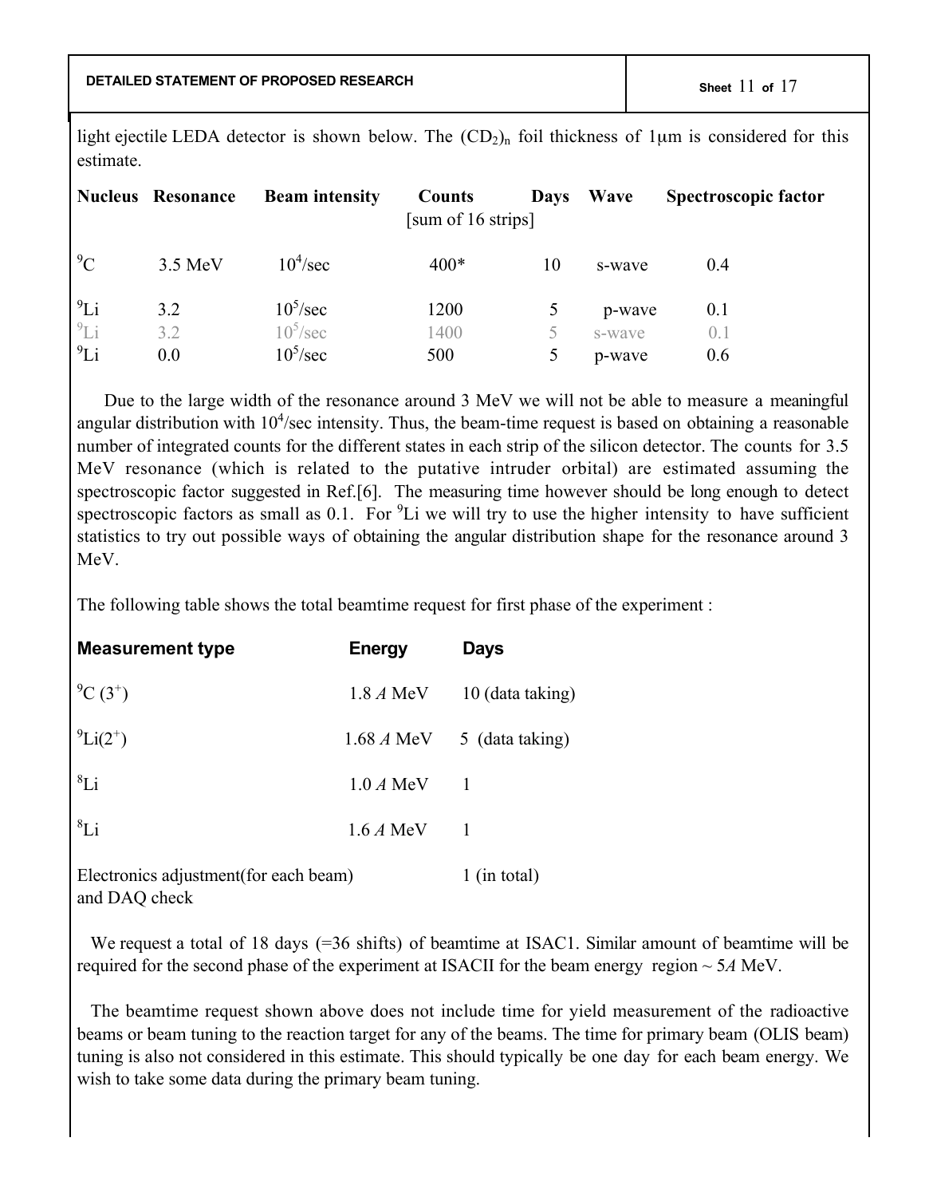light ejectile LEDA detector is shown below. The $(CD_2)_n$ foil thickness of 1μm is considered for this estimate.

| Nucleus | Resonance | Beam intensity | Counts [sum of 16 strips] | Days | Wave | Spectroscopic factor |
|---|---|---|---|---|---|---|
| $^{9}C$ | 3.5 MeV | $10^4$/sec | 400* | 10 | s-wave | 0.4 |
| $^{9}Li$ | 3.2 | $10^5$/sec | 1200 | 5 | p-wave | 0.1 |
| $^{9}Li$ | 3.2 | $10^5$/sec | 1400 | 5 | s-wave | 0.1 |
| $^{9}Li$ | 0.0 | $10^5$/sec | 500 | 5 | p-wave | 0.6 |

Due to the large width of the resonance around 3 MeV we will not be able to measure a meaningful angular distribution with $10^4$/sec intensity. Thus, the beam-time request is based on obtaining a reasonable number of integrated counts for the different states in each strip of the silicon detector. The counts for 3.5 MeV resonance (which is related to the putative intruder orbital) are estimated assuming the spectroscopic factor suggested in Ref.[6]. The measuring time however should be long enough to detect spectroscopic factors as small as 0.1. For $^{9}Li$ we will try to use the higher intensity to have sufficient statistics to try out possible ways of obtaining the angular distribution shape for the resonance around 3 MeV.

The following table shows the total beamtime request for first phase of the experiment :

| Measurement type | Energy | Days |
|---|---|---|
| $^{9}C$ $(3^+)$ | 1.8 *A* MeV | 10 (data taking) |
| $^{9}Li(2^+)$ | 1.68 *A* MeV | 5 (data taking) |
| $^{8}Li$ | 1.0 *A* MeV | 1 |
| $^{8}Li$ | 1.6 *A* MeV | 1 |
| Electronics adjustment(for each beam) and DAQ check | | 1 (in total) |

We request a total of 18 days (=36 shifts) of beamtime at ISAC1. Similar amount of beamtime will be required for the second phase of the experiment at ISACII for the beam energy region ~ 5*A* MeV.

The beamtime request shown above does not include time for yield measurement of the radioactive beams or beam tuning to the reaction target for any of the beams. The time for primary beam (OLIS beam) tuning is also not considered in this estimate. This should typically be one day for each beam energy. We wish to take some data during the primary beam tuning.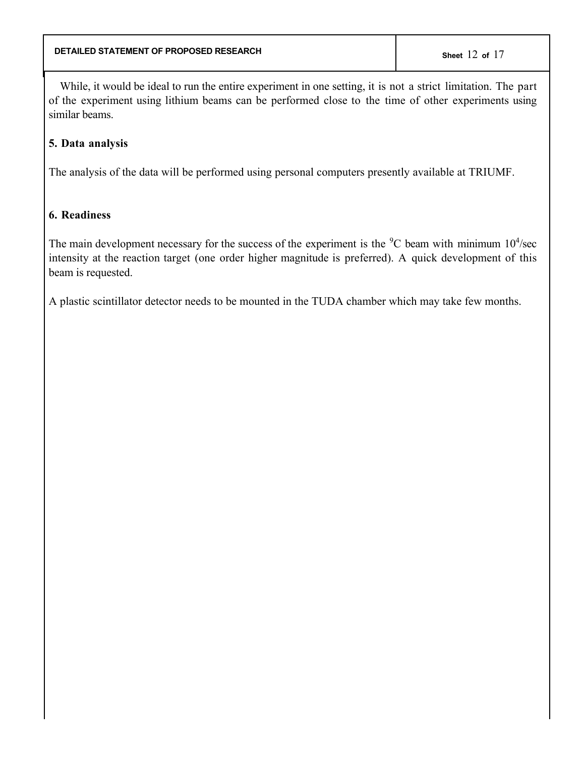While, it would be ideal to run the entire experiment in one setting, it is not a strict limitation. The part of the experiment using lithium beams can be performed close to the time of other experiments using similar beams.

## 5. Data analysis

The analysis of the data will be performed using personal computers presently available at TRIUMF.

## 6. Readiness

The main development necessary for the success of the experiment is the $^{9}C$ beam with minimum $10^4$/sec intensity at the reaction target (one order higher magnitude is preferred). A quick development of this beam is requested.

A plastic scintillator detector needs to be mounted in the TUDA chamber which may take few months.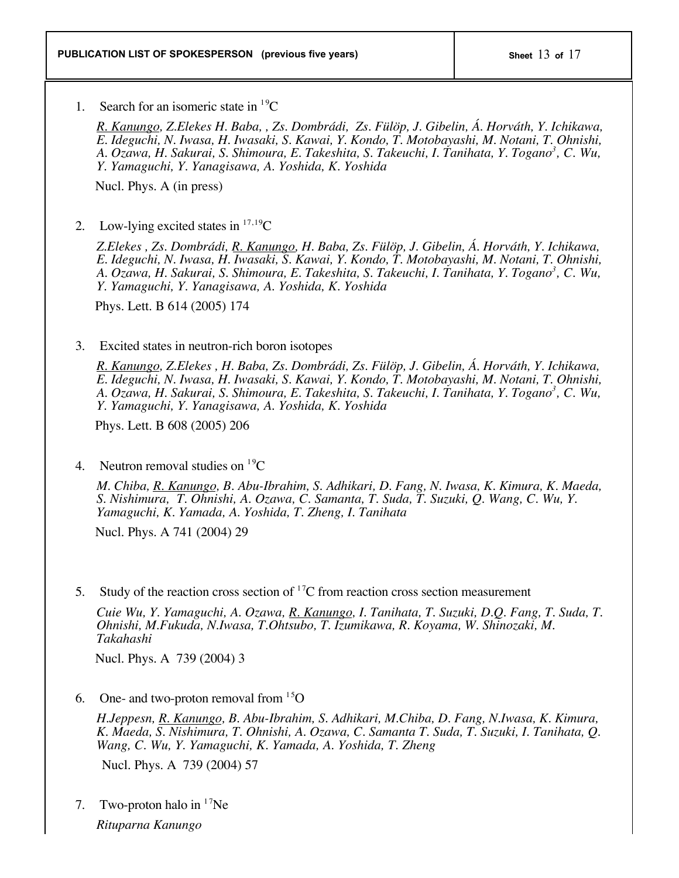**PUBLICATION LIST OF SPOKESPERSON (previous five years)**

1. Search for an isomeric state in $^{19}$C

   *R. Kanungo, Z.Elekes H. Baba, , Zs. Dombrádi, Zs. Fülöp, J. Gibelin, Á. Horváth, Y. Ichikawa, E. Ideguchi, N. Iwasa, H. Iwasaki, S. Kawai, Y. Kondo, T. Motobayashi, M. Notani, T. Ohnishi, A. Ozawa, H. Sakurai, S. Shimoura, E. Takeshita, S. Takeuchi, I. Tanihata, Y. Togano[3], C. Wu, Y. Yamaguchi, Y. Yanagisawa, A. Yoshida, K. Yoshida*

   Nucl. Phys. A (in press)

2. Low-lying excited states in $^{17,19}$C

   *Z.Elekes , Zs. Dombrádi, R. Kanungo, H. Baba, Zs. Fülöp, J. Gibelin, Á. Horváth, Y. Ichikawa, E. Ideguchi, N. Iwasa, H. Iwasaki, S. Kawai, Y. Kondo, T. Motobayashi, M. Notani, T. Ohnishi, A. Ozawa, H. Sakurai, S. Shimoura, E. Takeshita, S. Takeuchi, I. Tanihata, Y. Togano[3], C. Wu, Y. Yamaguchi, Y. Yanagisawa, A. Yoshida, K. Yoshida*

   Phys. Lett. B 614 (2005) 174

3. Excited states in neutron-rich boron isotopes

   *R. Kanungo, Z.Elekes , H. Baba, Zs. Dombrádi, Zs. Fülöp, J. Gibelin, Á. Horváth, Y. Ichikawa, E. Ideguchi, N. Iwasa, H. Iwasaki, S. Kawai, Y. Kondo, T. Motobayashi, M. Notani, T. Ohnishi, A. Ozawa, H. Sakurai, S. Shimoura, E. Takeshita, S. Takeuchi, I. Tanihata, Y. Togano[3], C. Wu, Y. Yamaguchi, Y. Yanagisawa, A. Yoshida, K. Yoshida*

   Phys. Lett. B 608 (2005) 206

4. Neutron removal studies on $^{19}$C

   *M. Chiba, R. Kanungo, B. Abu-Ibrahim, S. Adhikari, D. Fang, N. Iwasa, K. Kimura, K. Maeda, S. Nishimura, T. Ohnishi, A. Ozawa, C. Samanta, T. Suda, T. Suzuki, Q. Wang, C. Wu, Y. Yamaguchi, K. Yamada, A. Yoshida, T. Zheng, I. Tanihata*

   Nucl. Phys. A 741 (2004) 29

5. Study of the reaction cross section of $^{17}$C from reaction cross section measurement

   *Cuie Wu, Y. Yamaguchi, A. Ozawa, R. Kanungo, I. Tanihata, T. Suzuki, D.Q. Fang, T. Suda, T. Ohnishi, M.Fukuda, N.Iwasa, T.Ohtsubo, T. Izumikawa, R. Koyama, W. Shinozaki, M. Takahashi*

   Nucl. Phys. A 739 (2004) 3

6. One- and two-proton removal from $^{15}$O

   *H.Jeppesn, R. Kanungo, B. Abu-Ibrahim, S. Adhikari, M.Chiba, D. Fang, N.Iwasa, K. Kimura, K. Maeda, S. Nishimura, T. Ohnishi, A. Ozawa, C. Samanta T. Suda, T. Suzuki, I. Tanihata, Q. Wang, C. Wu, Y. Yamaguchi, K. Yamada, A. Yoshida, T. Zheng*

   Nucl. Phys. A 739 (2004) 57

7. Two-proton halo in $^{17}$Ne

   *Rituparna Kanungo*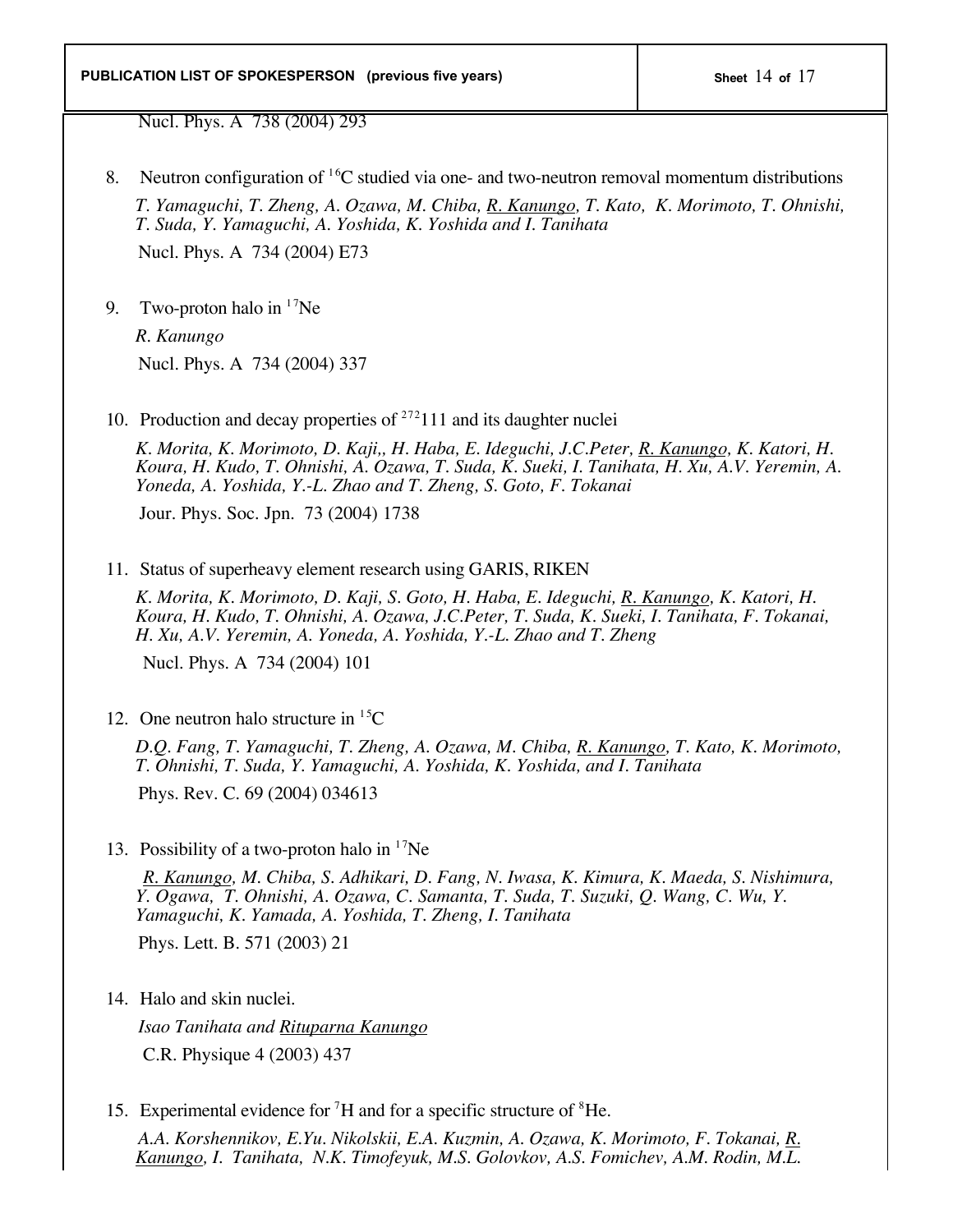Nucl. Phys. A 738 (2004) 293

8. Neutron configuration of $^{16}$C studied via one- and two-neutron removal momentum distributions

   *T. Yamaguchi, T. Zheng, A. Ozawa, M. Chiba, R. Kanungo, T. Kato, K. Morimoto, T. Ohnishi, T. Suda, Y. Yamaguchi, A. Yoshida, K. Yoshida and I. Tanihata*

   Nucl. Phys. A 734 (2004) E73

9. Two-proton halo in $^{17}$Ne

   *R. Kanungo*

   Nucl. Phys. A 734 (2004) 337

10. Production and decay properties of $^{272}$111 and its daughter nuclei

    *K. Morita, K. Morimoto, D. Kaji,, H. Haba, E. Ideguchi, J.C.Peter, R. Kanungo, K. Katori, H. Koura, H. Kudo, T. Ohnishi, A. Ozawa, T. Suda, K. Sueki, I. Tanihata, H. Xu, A.V. Yeremin, A. Yoneda, A. Yoshida, Y.-L. Zhao and T. Zheng, S. Goto, F. Tokanai*

    Jour. Phys. Soc. Jpn. 73 (2004) 1738

11. Status of superheavy element research using GARIS, RIKEN

    *K. Morita, K. Morimoto, D. Kaji, S. Goto, H. Haba, E. Ideguchi, R. Kanungo, K. Katori, H. Koura, H. Kudo, T. Ohnishi, A. Ozawa, J.C.Peter, T. Suda, K. Sueki, I. Tanihata, F. Tokanai, H. Xu, A.V. Yeremin, A. Yoneda, A. Yoshida, Y.-L. Zhao and T. Zheng*

    Nucl. Phys. A 734 (2004) 101

12. One neutron halo structure in $^{15}$C

    *D.Q. Fang, T. Yamaguchi, T. Zheng, A. Ozawa, M. Chiba, R. Kanungo, T. Kato, K. Morimoto, T. Ohnishi, T. Suda, Y. Yamaguchi, A. Yoshida, K. Yoshida, and I. Tanihata*

    Phys. Rev. C. 69 (2004) 034613

13. Possibility of a two-proton halo in $^{17}$Ne

    *R. Kanungo, M. Chiba, S. Adhikari, D. Fang, N. Iwasa, K. Kimura, K. Maeda, S. Nishimura, Y. Ogawa, T. Ohnishi, A. Ozawa, C. Samanta, T. Suda, T. Suzuki, Q. Wang, C. Wu, Y. Yamaguchi, K. Yamada, A. Yoshida, T. Zheng, I. Tanihata*

    Phys. Lett. B. 571 (2003) 21

14. Halo and skin nuclei.

    *Isao Tanihata and Rituparna Kanungo*

    C.R. Physique 4 (2003) 437

15. Experimental evidence for $^{7}$H and for a specific structure of $^{8}$He.

    *A.A. Korshennikov, E.Yu. Nikolskii, E.A. Kuzmin, A. Ozawa, K. Morimoto, F. Tokanai, R. Kanungo, I. Tanihata, N.K. Timofeyuk, M.S. Golovkov, A.S. Fomichev, A.M. Rodin, M.L.*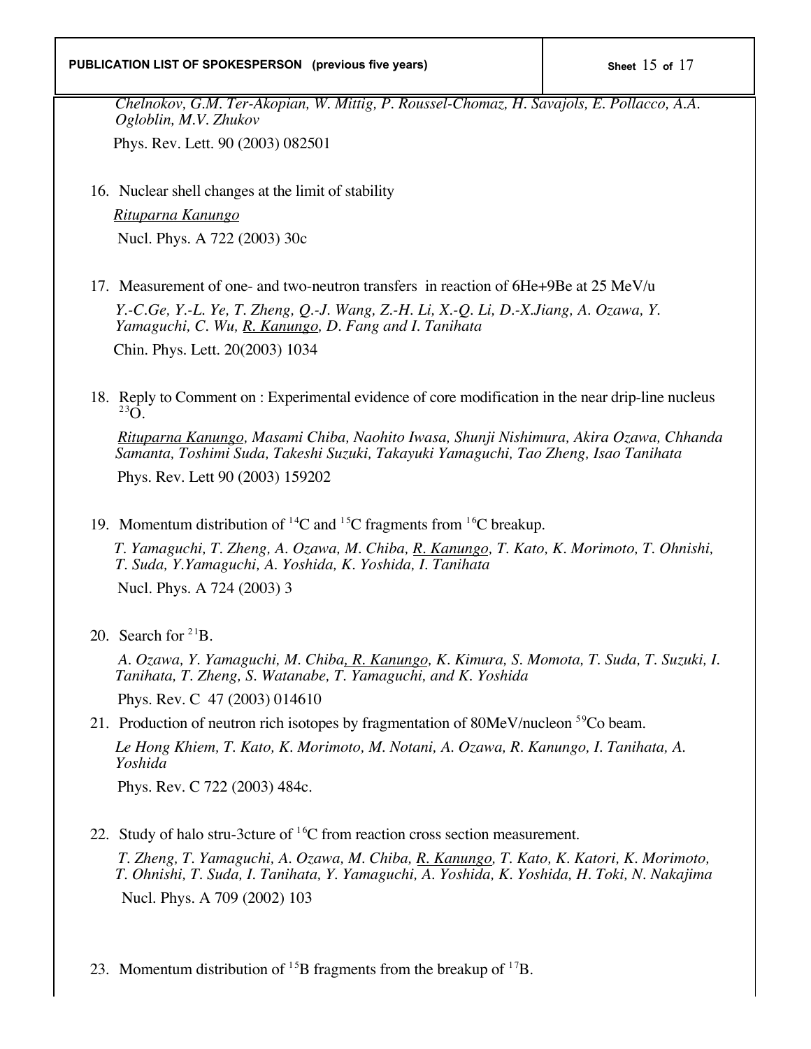Chelnokov, G.M. Ter-Akopian, W. Mittig, P. Roussel-Chomaz, H. Savajols, E. Pollacco, A.A. Ogloblin, M.V. Zhukov*

Phys. Rev. Lett. 90 (2003) 082501

16. Nuclear shell changes at the limit of stability

    *Rituparna Kanungo*

    Nucl. Phys. A 722 (2003) 30c

17. Measurement of one- and two-neutron transfers in reaction of 6He+9Be at 25 MeV/u

    *Y.-C.Ge, Y.-L. Ye, T. Zheng, Q.-J. Wang, Z.-H. Li, X.-Q. Li, D.-X.Jiang, A. Ozawa, Y. Yamaguchi, C. Wu, R. Kanungo, D. Fang and I. Tanihata*

    Chin. Phys. Lett. 20(2003) 1034

18. Reply to Comment on : Experimental evidence of core modification in the near drip-line nucleus $^{23}O$.

    *Rituparna Kanungo, Masami Chiba, Naohito Iwasa, Shunji Nishimura, Akira Ozawa, Chhanda Samanta, Toshimi Suda, Takeshi Suzuki, Takayuki Yamaguchi, Tao Zheng, Isao Tanihata*

    Phys. Rev. Lett 90 (2003) 159202

19. Momentum distribution of $^{14}C$ and $^{15}C$ fragments from $^{16}C$ breakup.

    *T. Yamaguchi, T. Zheng, A. Ozawa, M. Chiba, R. Kanungo, T. Kato, K. Morimoto, T. Ohnishi, T. Suda, Y.Yamaguchi, A. Yoshida, K. Yoshida, I. Tanihata*

    Nucl. Phys. A 724 (2003) 3

20. Search for $^{21}B$.

    *A. Ozawa, Y. Yamaguchi, M. Chiba, R. Kanungo, K. Kimura, S. Momota, T. Suda, T. Suzuki, I. Tanihata, T. Zheng, S. Watanabe, T. Yamaguchi, and K. Yoshida*

    Phys. Rev. C 47 (2003) 014610

21. Production of neutron rich isotopes by fragmentation of 80MeV/nucleon $^{59}Co$ beam.

    *Le Hong Khiem, T. Kato, K. Morimoto, M. Notani, A. Ozawa, R. Kanungo, I. Tanihata, A. Yoshida*

    Phys. Rev. C 722 (2003) 484c.

22. Study of halo stru-3cture of $^{16}C$ from reaction cross section measurement.

    *T. Zheng, T. Yamaguchi, A. Ozawa, M. Chiba, R. Kanungo, T. Kato, K. Katori, K. Morimoto, T. Ohnishi, T. Suda, I. Tanihata, Y. Yamaguchi, A. Yoshida, K. Yoshida, H. Toki, N. Nakajima*

    Nucl. Phys. A 709 (2002) 103

23. Momentum distribution of $^{15}B$ fragments from the breakup of $^{17}B$.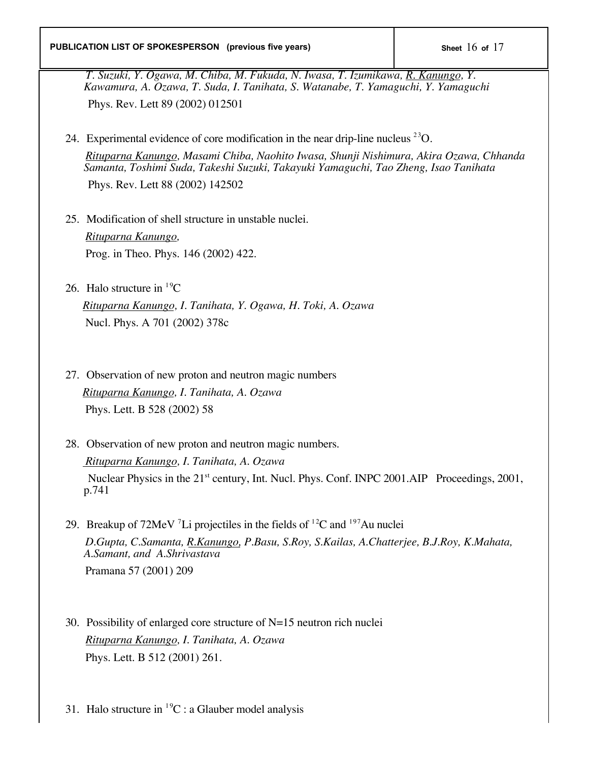*T. Suzuki, Y. Ogawa, M. Chiba, M. Fukuda, N. Iwasa, T. Izumikawa, R. Kanungo, Y. Kawamura, A. Ozawa, T. Suda, I. Tanihata, S. Watanabe, T. Yamaguchi, Y. Yamaguchi*

Phys. Rev. Lett 89 (2002) 012501

24. Experimental evidence of core modification in the near drip-line nucleus $^{23}$O.

    *Rituparna Kanungo, Masami Chiba, Naohito Iwasa, Shunji Nishimura, Akira Ozawa, Chhanda Samanta, Toshimi Suda, Takeshi Suzuki, Takayuki Yamaguchi, Tao Zheng, Isao Tanihata*

    Phys. Rev. Lett 88 (2002) 142502

25. Modification of shell structure in unstable nuclei.

    *Rituparna Kanungo,*

    Prog. in Theo. Phys. 146 (2002) 422.

26. Halo structure in $^{19}$C

    *Rituparna Kanungo, I. Tanihata, Y. Ogawa, H. Toki, A. Ozawa*

    Nucl. Phys. A 701 (2002) 378c

27. Observation of new proton and neutron magic numbers

    *Rituparna Kanungo, I. Tanihata, A. Ozawa*

    Phys. Lett. B 528 (2002) 58

28. Observation of new proton and neutron magic numbers.

    *Rituparna Kanungo, I. Tanihata, A. Ozawa*

    Nuclear Physics in the 21st century, Int. Nucl. Phys. Conf. INPC 2001.AIP Proceedings, 2001, p.741

29. Breakup of 72MeV $^{7}$Li projectiles in the fields of $^{12}$C and $^{197}$Au nuclei

    *D.Gupta, C.Samanta, R.Kanungo, P.Basu, S.Roy, S.Kailas, A.Chatterjee, B.J.Roy, K.Mahata, A.Samant, and A.Shrivastava*

    Pramana 57 (2001) 209

30. Possibility of enlarged core structure of N=15 neutron rich nuclei

    *Rituparna Kanungo, I. Tanihata, A. Ozawa*

    Phys. Lett. B 512 (2001) 261.

31. Halo structure in $^{19}$C : a Glauber model analysis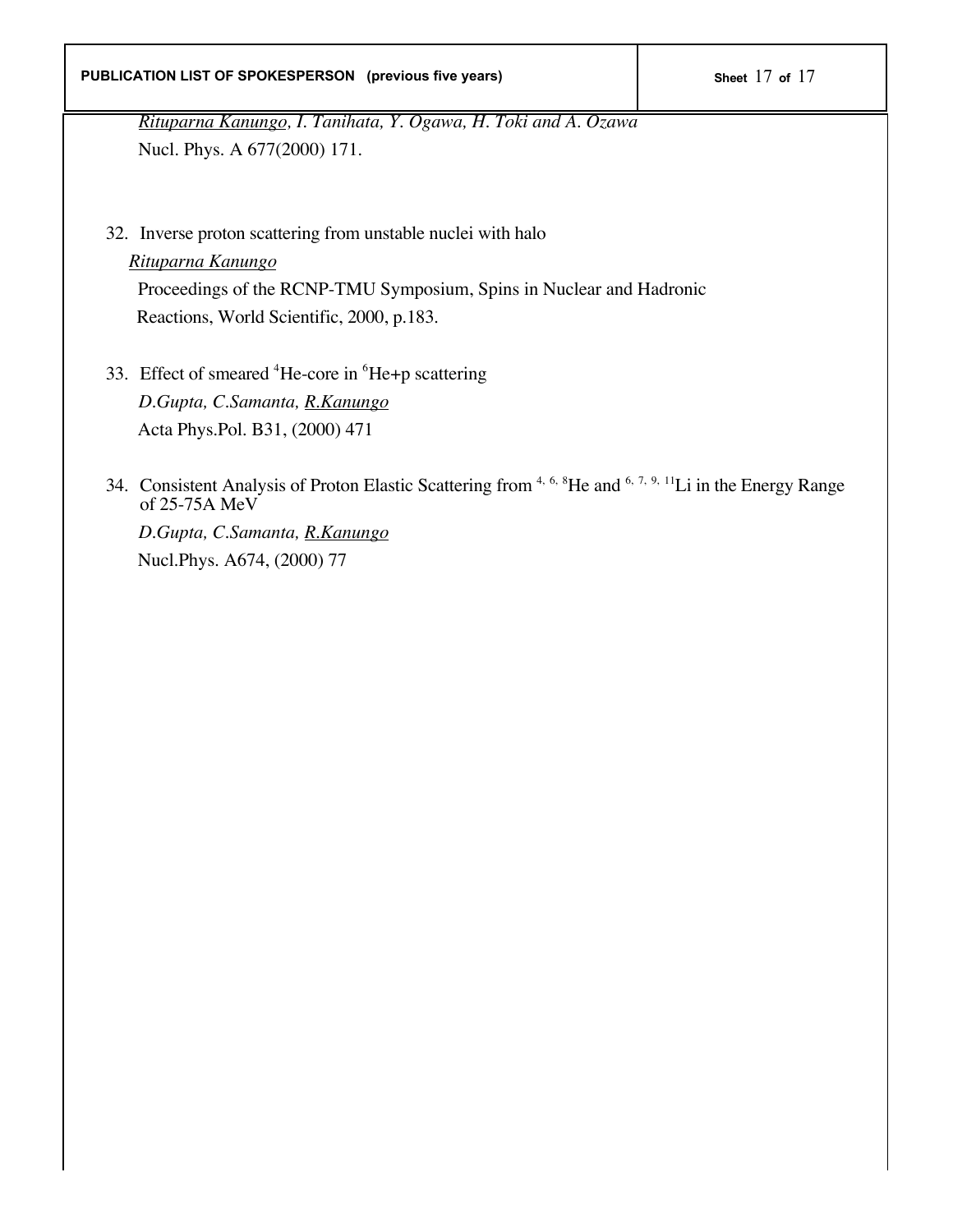*<u>Rituparna Kanungo</u>, I. Tanihata, Y. Ogawa, H. Toki and A. Ozawa*
Nucl. Phys. A 677(2000) 171.

32. Inverse proton scattering from unstable nuclei with halo
    *<u>Rituparna Kanungo</u>*
    Proceedings of the RCNP-TMU Symposium, Spins in Nuclear and Hadronic Reactions, World Scientific, 2000, p.183.

33. Effect of smeared $^{4}$He-core in $^{6}$He+p scattering
    *D.Gupta, C.Samanta, <u>R.Kanungo</u>*
    Acta Phys.Pol. B31, (2000) 471

34. Consistent Analysis of Proton Elastic Scattering from $^{4,6,8}$He and $^{6,7,9,11}$Li in the Energy Range of 25-75A MeV
    *D.Gupta, C.Samanta, <u>R.Kanungo</u>*
    Nucl.Phys. A674, (2000) 77